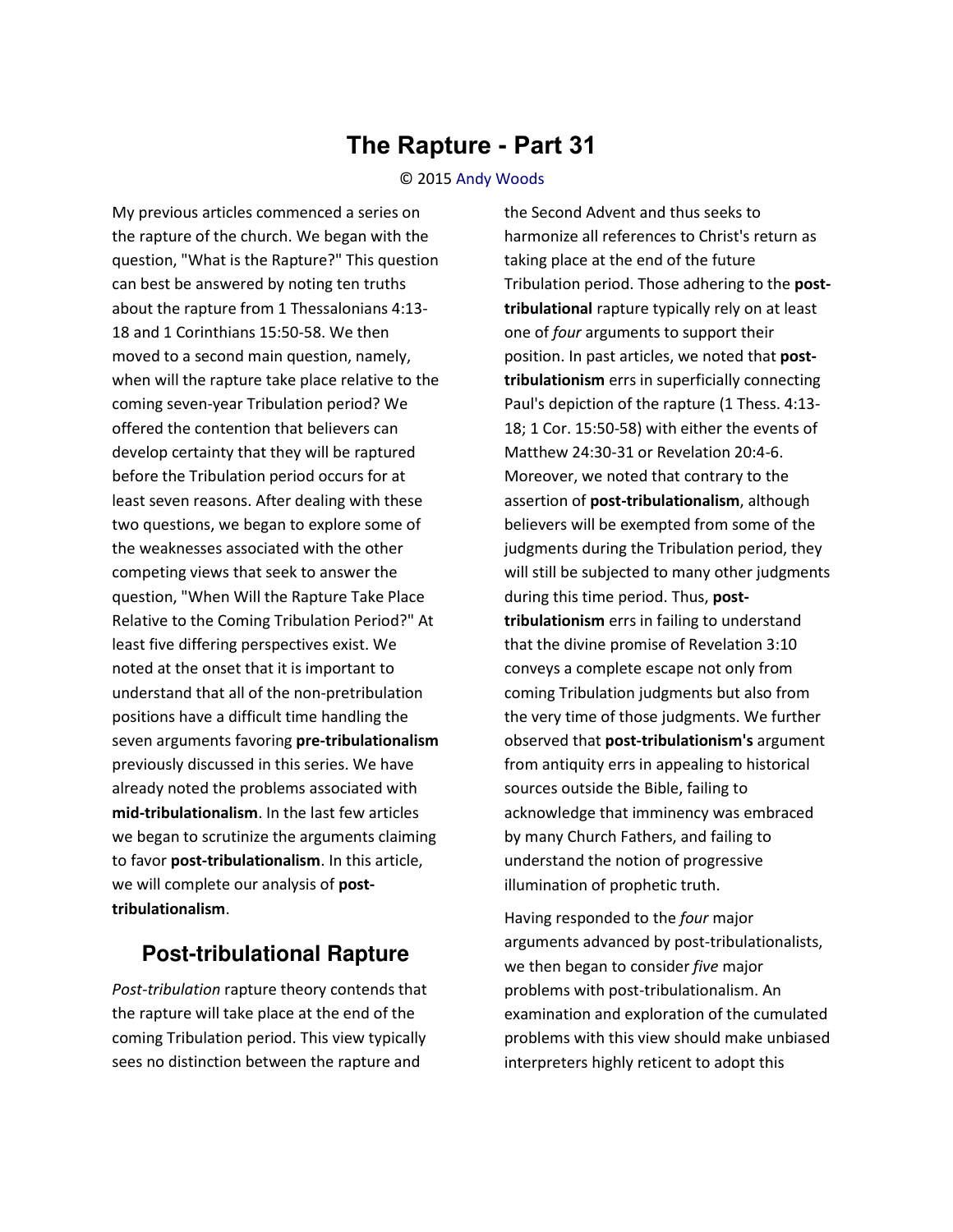# The Rapture - Part 31

© 2015 Andy Woods

My previous articles commenced a series on the rapture of the church. We began with the question, "What is the Rapture?" This question can best be answered by noting ten truths about the rapture from 1 Thessalonians 4:13-18 and 1 Corinthians 15:50-58. We then moved to a second main question, namely, when will the rapture take place relative to the coming seven-year Tribulation period? We offered the contention that believers can develop certainty that they will be raptured before the Tribulation period occurs for at least seven reasons. After dealing with these two questions, we began to explore some of the weaknesses associated with the other competing views that seek to answer the question, "When Will the Rapture Take Place Relative to the Coming Tribulation Period?" At least five differing perspectives exist. We noted at the onset that it is important to understand that all of the non-pretribulation positions have a difficult time handling the seven arguments favoring **pre-tribulationalism** previously discussed in this series. We have already noted the problems associated with **mid-tribulationalism**. In the last few articles we began to scrutinize the arguments claiming to favor **post-tribulationalism**. In this article, we will complete our analysis of **post-tribulationalism**.

## Post-tribulational Rapture

*Post-tribulation* rapture theory contends that the rapture will take place at the end of the coming Tribulation period. This view typically sees no distinction between the rapture and the Second Advent and thus seeks to harmonize all references to Christ's return as taking place at the end of the future Tribulation period. Those adhering to the **post-tribulational** rapture typically rely on at least one of *four* arguments to support their position. In past articles, we noted that **post-tribulationism** errs in superficially connecting Paul's depiction of the rapture (1 Thess. 4:13-18; 1 Cor. 15:50-58) with either the events of Matthew 24:30-31 or Revelation 20:4-6. Moreover, we noted that contrary to the assertion of **post-tribulationalism**, although believers will be exempted from some of the judgments during the Tribulation period, they will still be subjected to many other judgments during this time period. Thus, **post-tribulationism** errs in failing to understand that the divine promise of Revelation 3:10 conveys a complete escape not only from coming Tribulation judgments but also from the very time of those judgments. We further observed that **post-tribulationism's** argument from antiquity errs in appealing to historical sources outside the Bible, failing to acknowledge that imminency was embraced by many Church Fathers, and failing to understand the notion of progressive illumination of prophetic truth.

Having responded to the *four* major arguments advanced by post-tribulationalists, we then began to consider *five* major problems with post-tribulationalism. An examination and exploration of the cumulated problems with this view should make unbiased interpreters highly reticent to adopt this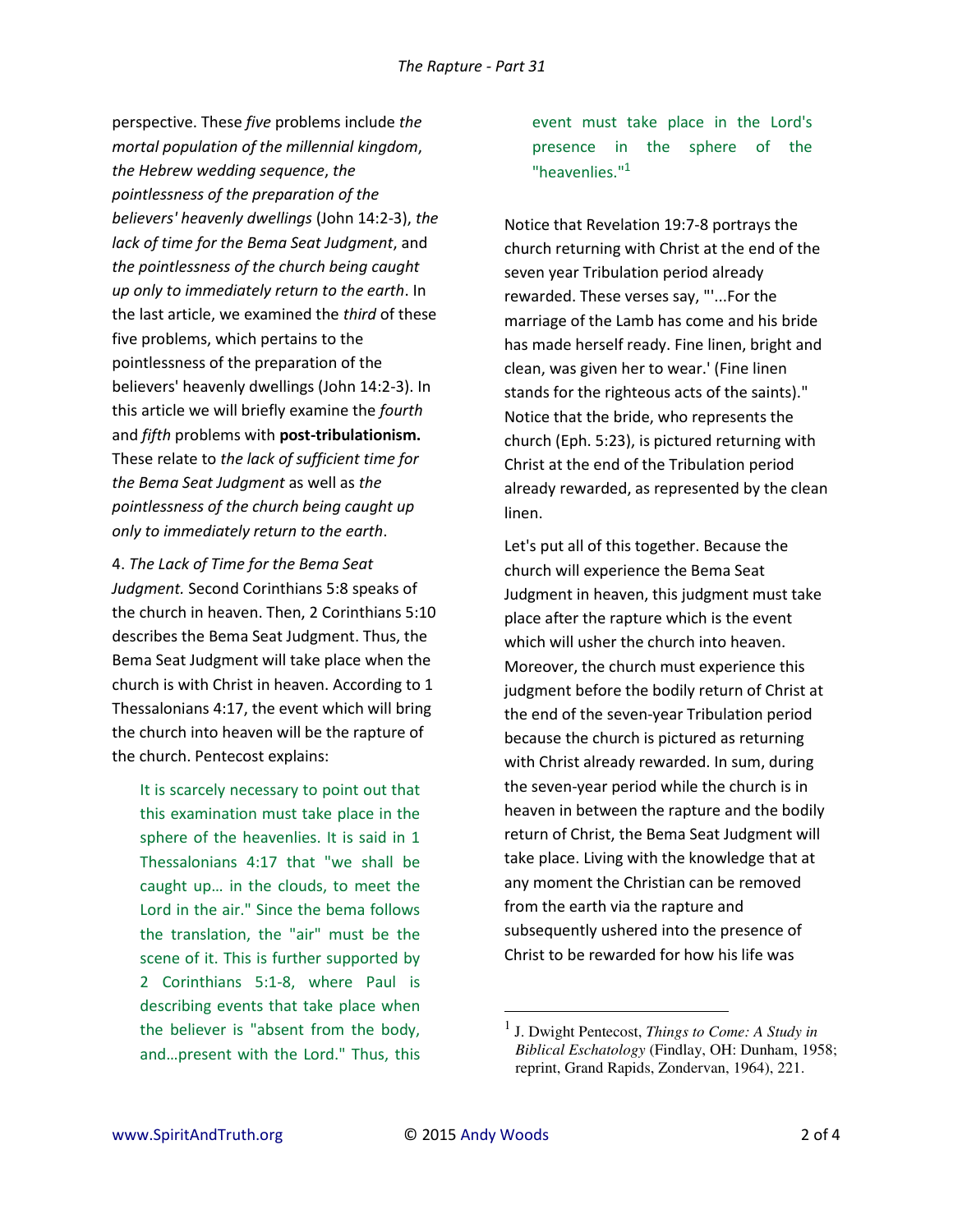perspective. These *five* problems include *the mortal population of the millennial kingdom*, *the Hebrew wedding sequence*, *the pointlessness of the preparation of the believers' heavenly dwellings* (John 14:2-3), *the lack of time for the Bema Seat Judgment*, and *the pointlessness of the church being caught up only to immediately return to the earth*. In the last article, we examined the *third* of these five problems, which pertains to the pointlessness of the preparation of the believers' heavenly dwellings (John 14:2-3). In this article we will briefly examine the *fourth* and *fifth* problems with **post-tribulationism.** These relate to *the lack of sufficient time for the Bema Seat Judgment* as well as *the pointlessness of the church being caught up only to immediately return to the earth*.

4. *The Lack of Time for the Bema Seat Judgment.* Second Corinthians 5:8 speaks of the church in heaven. Then, 2 Corinthians 5:10 describes the Bema Seat Judgment. Thus, the Bema Seat Judgment will take place when the church is with Christ in heaven. According to 1 Thessalonians 4:17, the event which will bring the church into heaven will be the rapture of the church. Pentecost explains:

> It is scarcely necessary to point out that this examination must take place in the sphere of the heavenlies. It is said in 1 Thessalonians 4:17 that "we shall be caught up… in the clouds, to meet the Lord in the air." Since the bema follows the translation, the "air" must be the scene of it. This is further supported by 2 Corinthians 5:1-8, where Paul is describing events that take place when the believer is "absent from the body, and…present with the Lord." Thus, this event must take place in the Lord's presence in the sphere of the "heavenlies."[1]

Notice that Revelation 19:7-8 portrays the church returning with Christ at the end of the seven year Tribulation period already rewarded. These verses say, "'...For the marriage of the Lamb has come and his bride has made herself ready. Fine linen, bright and clean, was given her to wear.' (Fine linen stands for the righteous acts of the saints)." Notice that the bride, who represents the church (Eph. 5:23), is pictured returning with Christ at the end of the Tribulation period already rewarded, as represented by the clean linen.

Let's put all of this together. Because the church will experience the Bema Seat Judgment in heaven, this judgment must take place after the rapture which is the event which will usher the church into heaven. Moreover, the church must experience this judgment before the bodily return of Christ at the end of the seven-year Tribulation period because the church is pictured as returning with Christ already rewarded. In sum, during the seven-year period while the church is in heaven in between the rapture and the bodily return of Christ, the Bema Seat Judgment will take place. Living with the knowledge that at any moment the Christian can be removed from the earth via the rapture and subsequently ushered into the presence of Christ to be rewarded for how his life was

---

[1] J. Dwight Pentecost, *Things to Come: A Study in Biblical Eschatology* (Findlay, OH: Dunham, 1958; reprint, Grand Rapids, Zondervan, 1964), 221.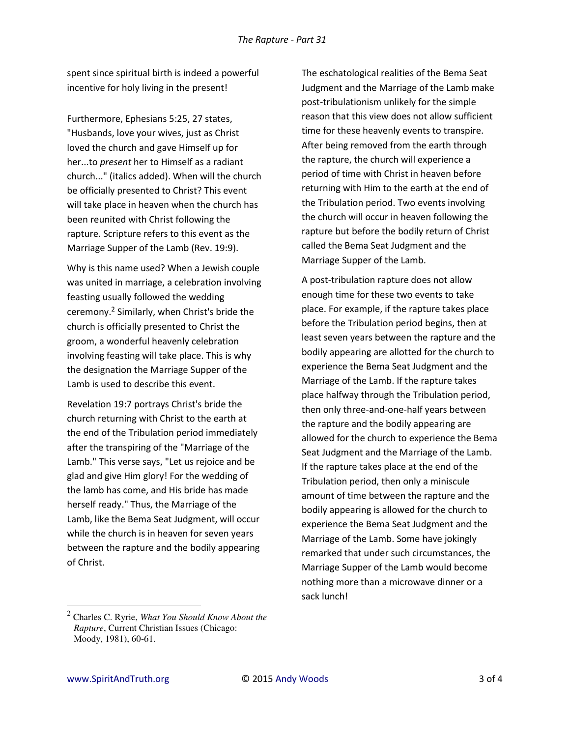spent since spiritual birth is indeed a powerful incentive for holy living in the present!

Furthermore, Ephesians 5:25, 27 states, "Husbands, love your wives, just as Christ loved the church and gave Himself up for her...to *present* her to Himself as a radiant church..." (italics added). When will the church be officially presented to Christ? This event will take place in heaven when the church has been reunited with Christ following the rapture. Scripture refers to this event as the Marriage Supper of the Lamb (Rev. 19:9).

Why is this name used? When a Jewish couple was united in marriage, a celebration involving feasting usually followed the wedding ceremony.[2] Similarly, when Christ's bride the church is officially presented to Christ the groom, a wonderful heavenly celebration involving feasting will take place. This is why the designation the Marriage Supper of the Lamb is used to describe this event.

Revelation 19:7 portrays Christ's bride the church returning with Christ to the earth at the end of the Tribulation period immediately after the transpiring of the "Marriage of the Lamb." This verse says, "Let us rejoice and be glad and give Him glory! For the wedding of the lamb has come, and His bride has made herself ready." Thus, the Marriage of the Lamb, like the Bema Seat Judgment, will occur while the church is in heaven for seven years between the rapture and the bodily appearing of Christ.

The eschatological realities of the Bema Seat Judgment and the Marriage of the Lamb make post-tribulationism unlikely for the simple reason that this view does not allow sufficient time for these heavenly events to transpire. After being removed from the earth through the rapture, the church will experience a period of time with Christ in heaven before returning with Him to the earth at the end of the Tribulation period. Two events involving the church will occur in heaven following the rapture but before the bodily return of Christ called the Bema Seat Judgment and the Marriage Supper of the Lamb.

A post-tribulation rapture does not allow enough time for these two events to take place. For example, if the rapture takes place before the Tribulation period begins, then at least seven years between the rapture and the bodily appearing are allotted for the church to experience the Bema Seat Judgment and the Marriage of the Lamb. If the rapture takes place halfway through the Tribulation period, then only three-and-one-half years between the rapture and the bodily appearing are allowed for the church to experience the Bema Seat Judgment and the Marriage of the Lamb. If the rapture takes place at the end of the Tribulation period, then only a miniscule amount of time between the rapture and the bodily appearing is allowed for the church to experience the Bema Seat Judgment and the Marriage of the Lamb. Some have jokingly remarked that under such circumstances, the Marriage Supper of the Lamb would become nothing more than a microwave dinner or a sack lunch!

---

[2] Charles C. Ryrie, *What You Should Know About the Rapture*, Current Christian Issues (Chicago: Moody, 1981), 60-61.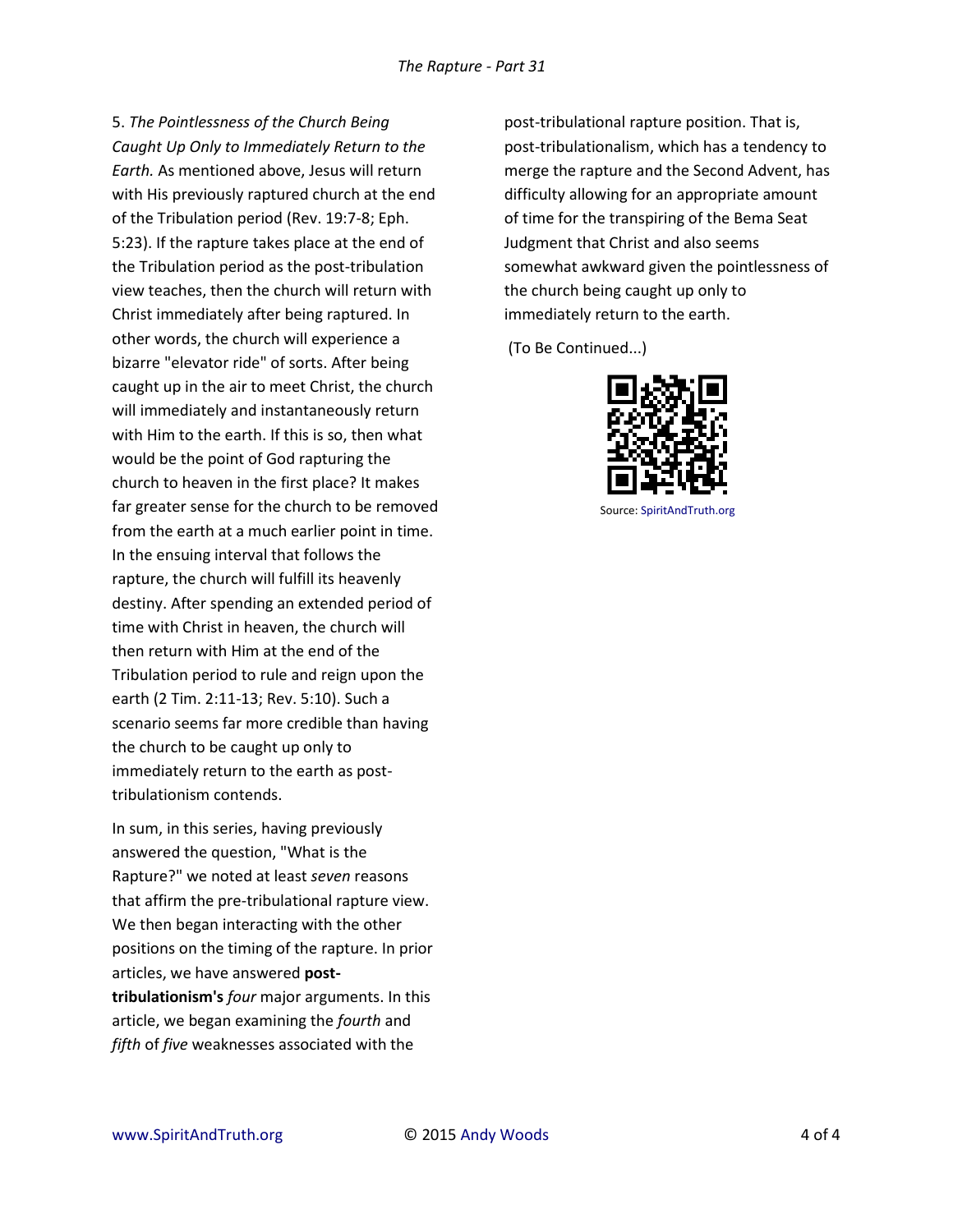5. *The Pointlessness of the Church Being Caught Up Only to Immediately Return to the Earth.* As mentioned above, Jesus will return with His previously raptured church at the end of the Tribulation period (Rev. 19:7-8; Eph. 5:23). If the rapture takes place at the end of the Tribulation period as the post-tribulation view teaches, then the church will return with Christ immediately after being raptured. In other words, the church will experience a bizarre "elevator ride" of sorts. After being caught up in the air to meet Christ, the church will immediately and instantaneously return with Him to the earth. If this is so, then what would be the point of God rapturing the church to heaven in the first place? It makes far greater sense for the church to be removed from the earth at a much earlier point in time. In the ensuing interval that follows the rapture, the church will fulfill its heavenly destiny. After spending an extended period of time with Christ in heaven, the church will then return with Him at the end of the Tribulation period to rule and reign upon the earth (2 Tim. 2:11-13; Rev. 5:10). Such a scenario seems far more credible than having the church to be caught up only to immediately return to the earth as post-tribulationism contends.

In sum, in this series, having previously answered the question, "What is the Rapture?" we noted at least *seven* reasons that affirm the pre-tribulational rapture view. We then began interacting with the other positions on the timing of the rapture. In prior articles, we have answered **post-tribulationism's** *four* major arguments. In this article, we began examining the *fourth* and *fifth* of *five* weaknesses associated with the post-tribulational rapture position. That is, post-tribulationalism, which has a tendency to merge the rapture and the Second Advent, has difficulty allowing for an appropriate amount of time for the transpiring of the Bema Seat Judgment that Christ and also seems somewhat awkward given the pointlessness of the church being caught up only to immediately return to the earth.

(To Be Continued...)

Source: SpiritAndTruth.org